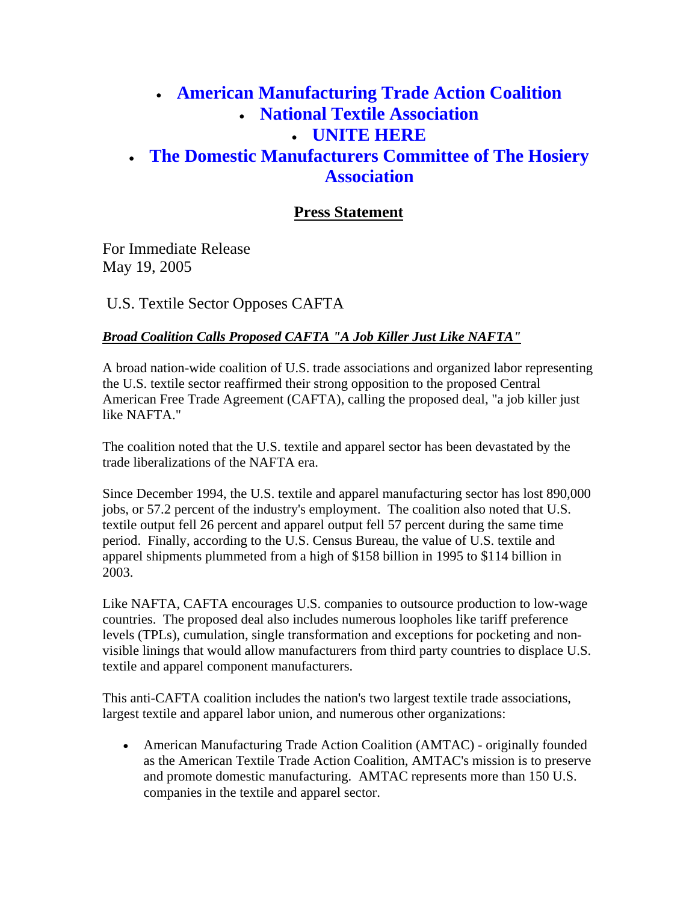- **American Manufacturing Trade Action Coalition**
- **National Textile Association**
- **UNITE HERE**
- **The Domestic Manufacturers Committee of The Hosiery Association**

## Press Statement

For Immediate Release
May 19, 2005

U.S. Textile Sector Opposes CAFTA

***Broad Coalition Calls Proposed CAFTA "A Job Killer Just Like NAFTA"***

A broad nation-wide coalition of U.S. trade associations and organized labor representing the U.S. textile sector reaffirmed their strong opposition to the proposed Central American Free Trade Agreement (CAFTA), calling the proposed deal, "a job killer just like NAFTA."

The coalition noted that the U.S. textile and apparel sector has been devastated by the trade liberalizations of the NAFTA era.

Since December 1994, the U.S. textile and apparel manufacturing sector has lost 890,000 jobs, or 57.2 percent of the industry's employment. The coalition also noted that U.S. textile output fell 26 percent and apparel output fell 57 percent during the same time period. Finally, according to the U.S. Census Bureau, the value of U.S. textile and apparel shipments plummeted from a high of $158 billion in 1995 to $114 billion in 2003.

Like NAFTA, CAFTA encourages U.S. companies to outsource production to low-wage countries. The proposed deal also includes numerous loopholes like tariff preference levels (TPLs), cumulation, single transformation and exceptions for pocketing and non-visible linings that would allow manufacturers from third party countries to displace U.S. textile and apparel component manufacturers.

This anti-CAFTA coalition includes the nation's two largest textile trade associations, largest textile and apparel labor union, and numerous other organizations:

- American Manufacturing Trade Action Coalition (AMTAC) - originally founded as the American Textile Trade Action Coalition, AMTAC's mission is to preserve and promote domestic manufacturing. AMTAC represents more than 150 U.S. companies in the textile and apparel sector.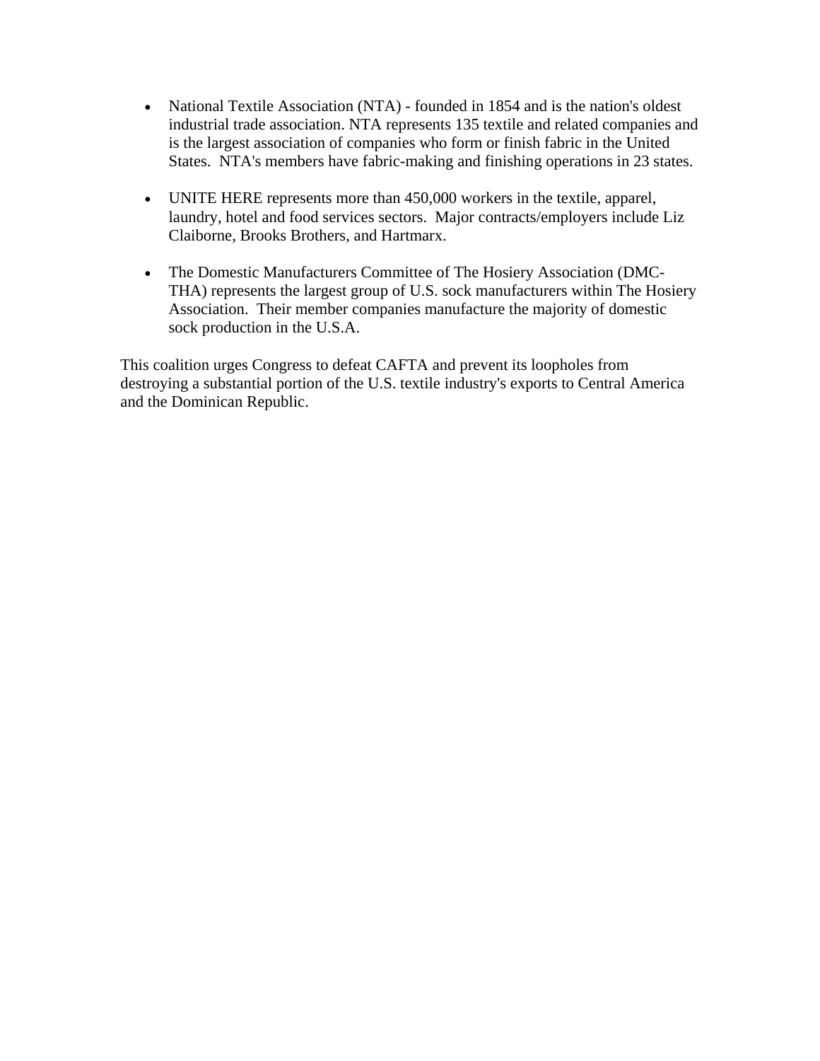- National Textile Association (NTA) - founded in 1854 and is the nation's oldest industrial trade association. NTA represents 135 textile and related companies and is the largest association of companies who form or finish fabric in the United States. NTA's members have fabric-making and finishing operations in 23 states.

- UNITE HERE represents more than 450,000 workers in the textile, apparel, laundry, hotel and food services sectors. Major contracts/employers include Liz Claiborne, Brooks Brothers, and Hartmarx.

- The Domestic Manufacturers Committee of The Hosiery Association (DMC-THA) represents the largest group of U.S. sock manufacturers within The Hosiery Association. Their member companies manufacture the majority of domestic sock production in the U.S.A.

This coalition urges Congress to defeat CAFTA and prevent its loopholes from destroying a substantial portion of the U.S. textile industry's exports to Central America and the Dominican Republic.